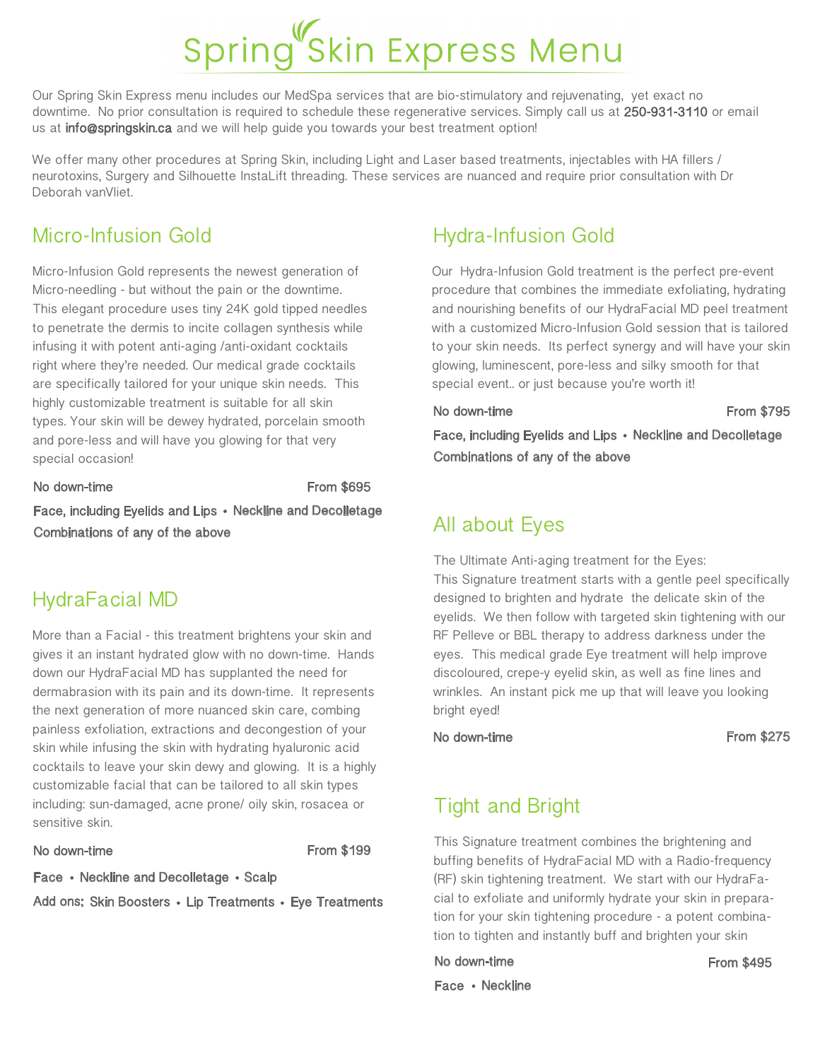# Spring Skin Express Menu

Our Spring Skin Express menu includes our MedSpa services that are bio-stimulatory and rejuvenating, yet exact no downtime. No prior consultation is required to schedule these regenerative services. Simply call us at **250-931-3110** or email us at **info@springskin.ca** and we will help guide you towards your best treatment option!

We offer many other procedures at Spring Skin, including Light and Laser based treatments, injectables with HA fillers / neurotoxins, Surgery and Silhouette InstaLift threading. These services are nuanced and require prior consultation with Dr Deborah vanVliet.

## Micro-Infusion Gold

Micro-Infusion Gold represents the newest generation of Micro-needling - but without the pain or the downtime. This elegant procedure uses tiny 24K gold tipped needles to penetrate the dermis to incite collagen synthesis while infusing it with potent anti-aging /anti-oxidant cocktails right where they're needed. Our medical grade cocktails are specifically tailored for your unique skin needs. This highly customizable treatment is suitable for all skin types. Your skin will be dewey hydrated, porcelain smooth and pore-less and will have you glowing for that very special occasion!

No down-time — From $695

Face, including Eyelids and Lips • Neckline and Decolletage
Combinations of any of the above

## HydraFacial MD

More than a Facial - this treatment brightens your skin and gives it an instant hydrated glow with no down-time. Hands down our HydraFacial MD has supplanted the need for dermabrasion with its pain and its down-time. It represents the next generation of more nuanced skin care, combing painless exfoliation, extractions and decongestion of your skin while infusing the skin with hydrating hyaluronic acid cocktails to leave your skin dewy and glowing. It is a highly customizable facial that can be tailored to all skin types including: sun-damaged, acne prone/ oily skin, rosacea or sensitive skin.

No down-time — From $199

Face • Neckline and Decolletage • Scalp

Add ons: Skin Boosters • Lip Treatments • Eye Treatments

## Hydra-Infusion Gold

Our Hydra-Infusion Gold treatment is the perfect pre-event procedure that combines the immediate exfoliating, hydrating and nourishing benefits of our HydraFacial MD peel treatment with a customized Micro-Infusion Gold session that is tailored to your skin needs. Its perfect synergy and will have your skin glowing, luminescent, pore-less and silky smooth for that special event.. or just because you're worth it!

No down-time — From $795

Face, including Eyelids and Lips • Neckline and Decolletage
Combinations of any of the above

## All about Eyes

The Ultimate Anti-aging treatment for the Eyes:
This Signature treatment starts with a gentle peel specifically designed to brighten and hydrate the delicate skin of the eyelids. We then follow with targeted skin tightening with our RF Pelleve or BBL therapy to address darkness under the eyes. This medical grade Eye treatment will help improve discoloured, crepe-y eyelid skin, as well as fine lines and wrinkles. An instant pick me up that will leave you looking bright eyed!

No down-time — From $275

## Tight and Bright

This Signature treatment combines the brightening and buffing benefits of HydraFacial MD with a Radio-frequency (RF) skin tightening treatment. We start with our HydraFacial to exfoliate and uniformly hydrate your skin in preparation for your skin tightening procedure - a potent combination to tighten and instantly buff and brighten your skin

No down-time — From $495

Face • Neckline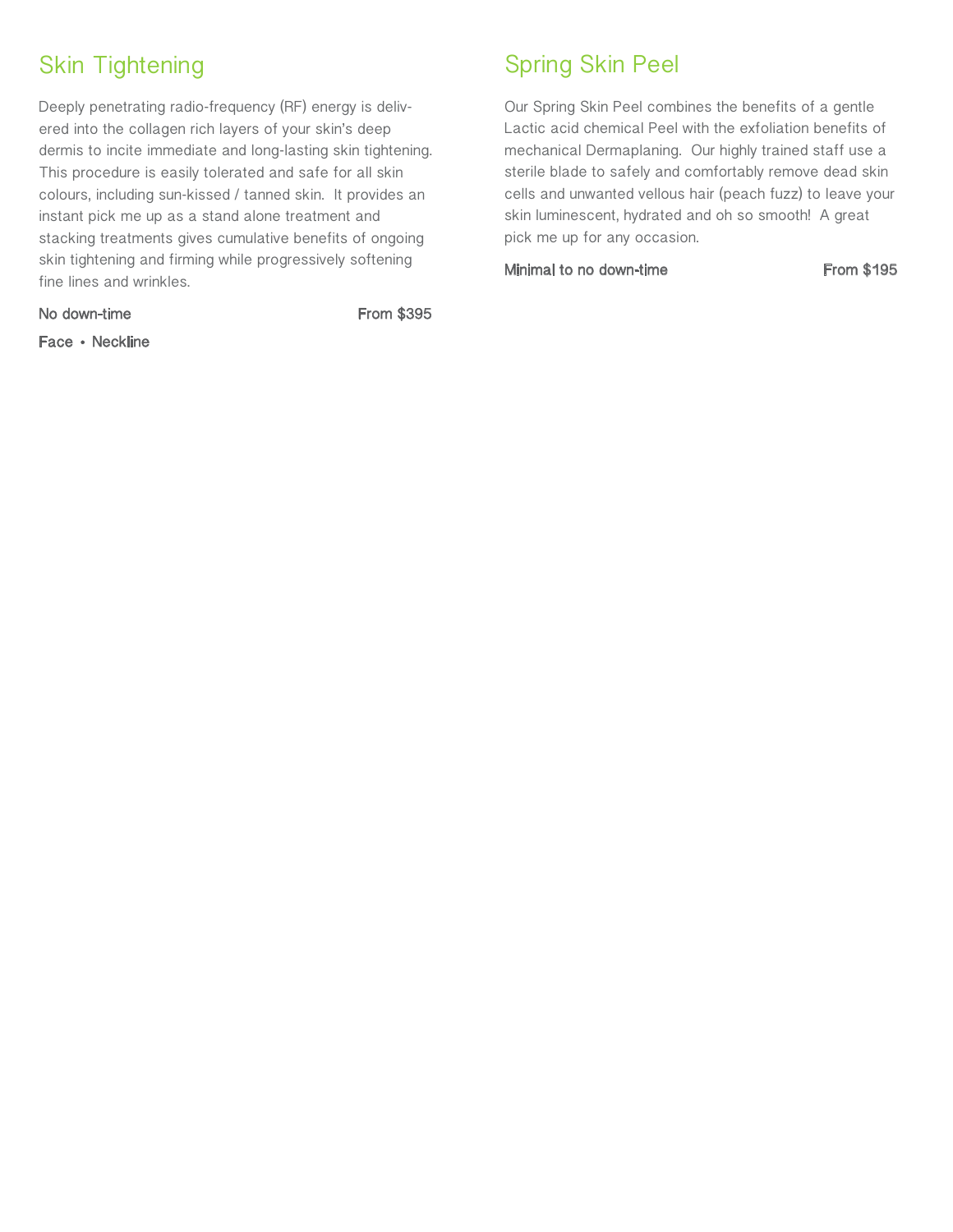## Skin Tightening

Deeply penetrating radio-frequency (RF) energy is delivered into the collagen rich layers of your skin's deep dermis to incite immediate and long-lasting skin tightening. This procedure is easily tolerated and safe for all skin colours, including sun-kissed / tanned skin. It provides an instant pick me up as a stand alone treatment and stacking treatments gives cumulative benefits of ongoing skin tightening and firming while progressively softening fine lines and wrinkles.

No down-time — From $395

Face • Neckline

## Spring Skin Peel

Our Spring Skin Peel combines the benefits of a gentle Lactic acid chemical Peel with the exfoliation benefits of mechanical Dermaplaning. Our highly trained staff use a sterile blade to safely and comfortably remove dead skin cells and unwanted vellous hair (peach fuzz) to leave your skin luminescent, hydrated and oh so smooth! A great pick me up for any occasion.

Minimal to no down-time — From $195